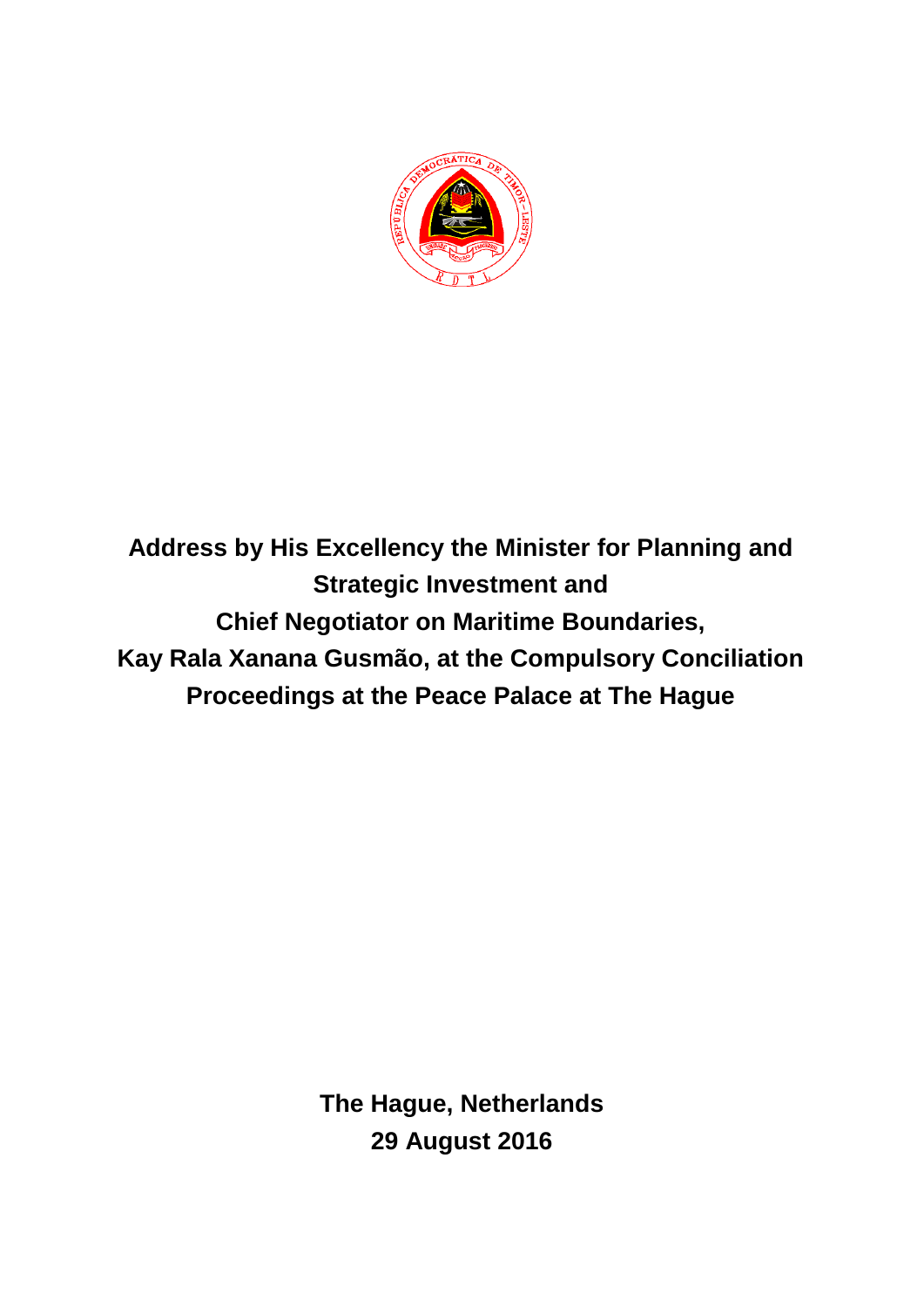**Address by His Excellency the Minister for Planning and Strategic Investment and**

**Chief Negotiator on Maritime Boundaries,**

**Kay Rala Xanana Gusmão, at the Compulsory Conciliation Proceedings at the Peace Palace at The Hague**

**The Hague, Netherlands**

**29 August 2016**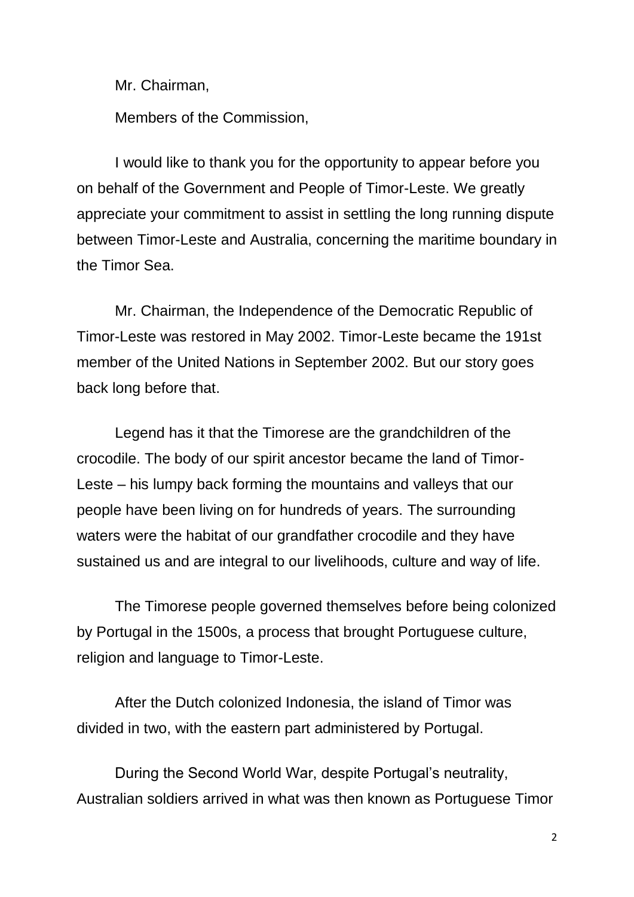Mr. Chairman,

Members of the Commission,

I would like to thank you for the opportunity to appear before you on behalf of the Government and People of Timor-Leste. We greatly appreciate your commitment to assist in settling the long running dispute between Timor-Leste and Australia, concerning the maritime boundary in the Timor Sea.

Mr. Chairman, the Independence of the Democratic Republic of Timor-Leste was restored in May 2002. Timor-Leste became the 191st member of the United Nations in September 2002. But our story goes back long before that.

Legend has it that the Timorese are the grandchildren of the crocodile. The body of our spirit ancestor became the land of Timor-Leste – his lumpy back forming the mountains and valleys that our people have been living on for hundreds of years. The surrounding waters were the habitat of our grandfather crocodile and they have sustained us and are integral to our livelihoods, culture and way of life.

The Timorese people governed themselves before being colonized by Portugal in the 1500s, a process that brought Portuguese culture, religion and language to Timor-Leste.

After the Dutch colonized Indonesia, the island of Timor was divided in two, with the eastern part administered by Portugal.

During the Second World War, despite Portugal's neutrality, Australian soldiers arrived in what was then known as Portuguese Timor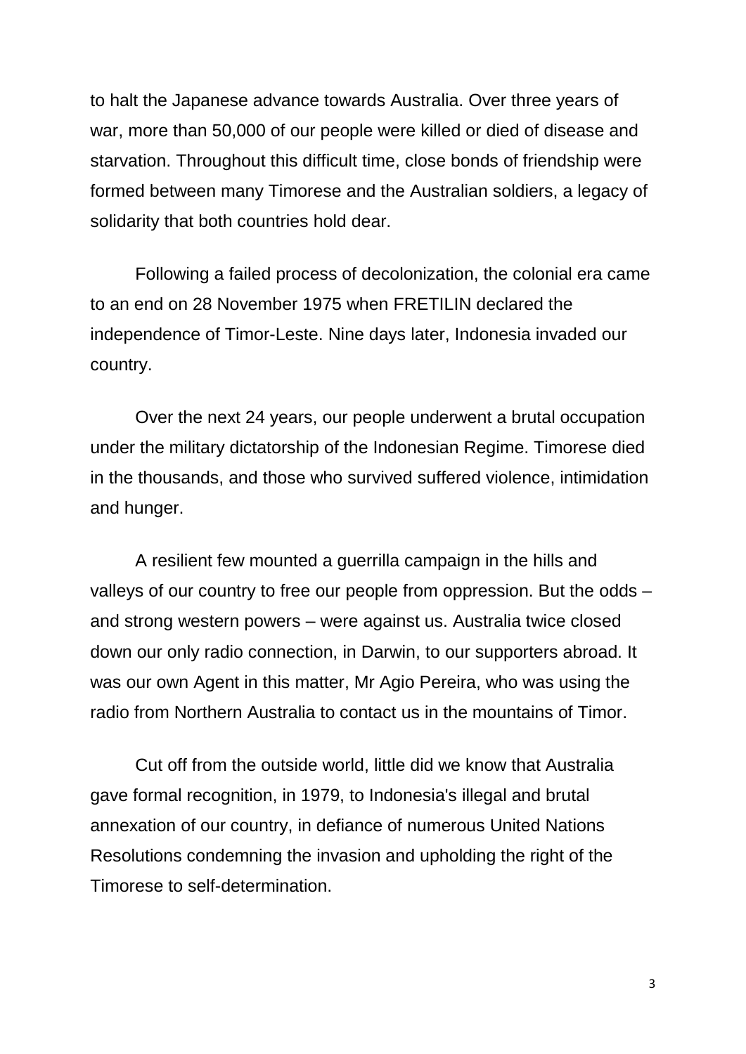to halt the Japanese advance towards Australia. Over three years of war, more than 50,000 of our people were killed or died of disease and starvation. Throughout this difficult time, close bonds of friendship were formed between many Timorese and the Australian soldiers, a legacy of solidarity that both countries hold dear.

Following a failed process of decolonization, the colonial era came to an end on 28 November 1975 when FRETILIN declared the independence of Timor-Leste. Nine days later, Indonesia invaded our country.

Over the next 24 years, our people underwent a brutal occupation under the military dictatorship of the Indonesian Regime. Timorese died in the thousands, and those who survived suffered violence, intimidation and hunger.

A resilient few mounted a guerrilla campaign in the hills and valleys of our country to free our people from oppression. But the odds – and strong western powers – were against us. Australia twice closed down our only radio connection, in Darwin, to our supporters abroad. It was our own Agent in this matter, Mr Agio Pereira, who was using the radio from Northern Australia to contact us in the mountains of Timor.

Cut off from the outside world, little did we know that Australia gave formal recognition, in 1979, to Indonesia's illegal and brutal annexation of our country, in defiance of numerous United Nations Resolutions condemning the invasion and upholding the right of the Timorese to self-determination.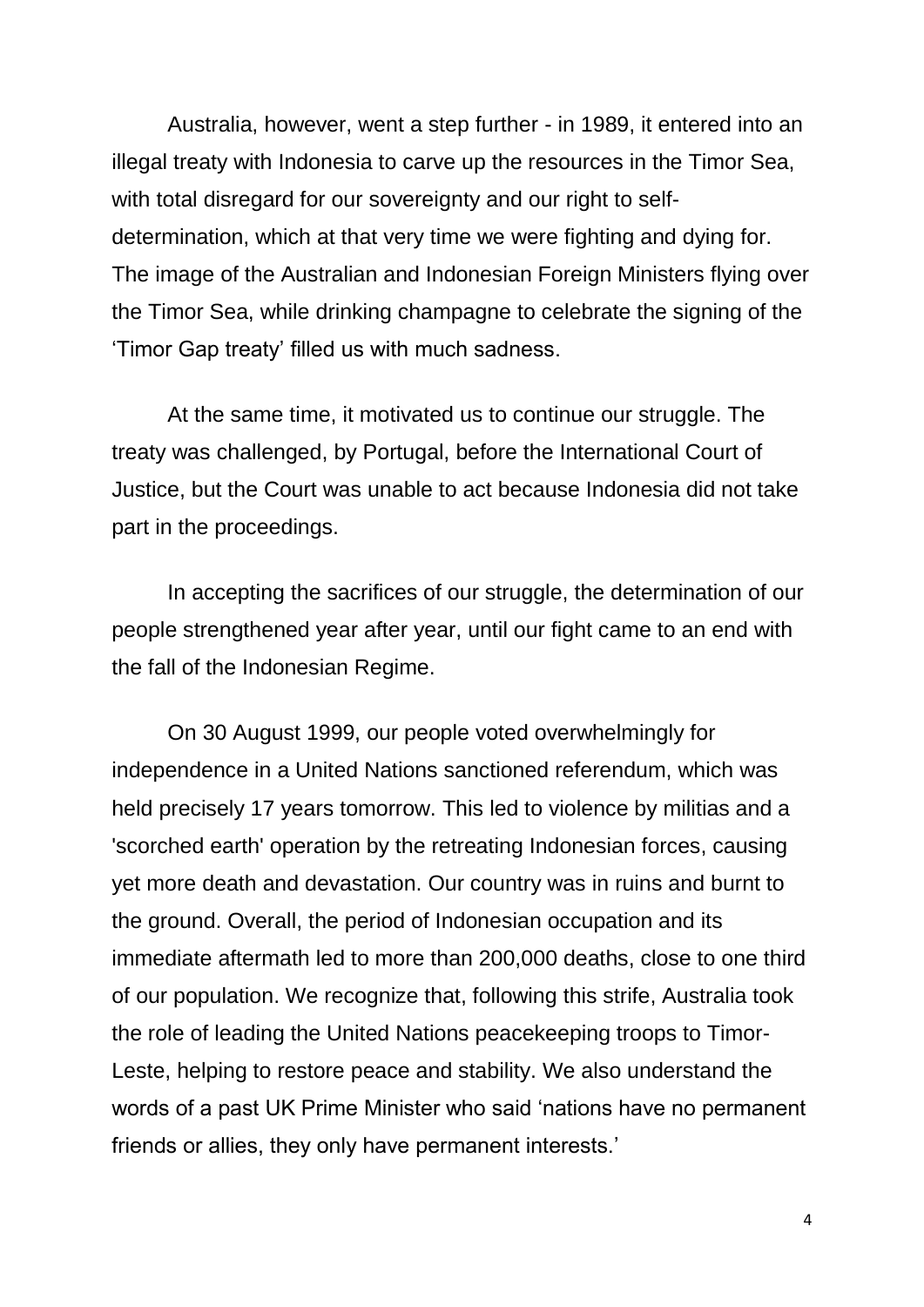Australia, however, went a step further - in 1989, it entered into an illegal treaty with Indonesia to carve up the resources in the Timor Sea, with total disregard for our sovereignty and our right to self-determination, which at that very time we were fighting and dying for. The image of the Australian and Indonesian Foreign Ministers flying over the Timor Sea, while drinking champagne to celebrate the signing of the 'Timor Gap treaty' filled us with much sadness.

At the same time, it motivated us to continue our struggle. The treaty was challenged, by Portugal, before the International Court of Justice, but the Court was unable to act because Indonesia did not take part in the proceedings.

In accepting the sacrifices of our struggle, the determination of our people strengthened year after year, until our fight came to an end with the fall of the Indonesian Regime.

On 30 August 1999, our people voted overwhelmingly for independence in a United Nations sanctioned referendum, which was held precisely 17 years tomorrow. This led to violence by militias and a 'scorched earth' operation by the retreating Indonesian forces, causing yet more death and devastation. Our country was in ruins and burnt to the ground. Overall, the period of Indonesian occupation and its immediate aftermath led to more than 200,000 deaths, close to one third of our population. We recognize that, following this strife, Australia took the role of leading the United Nations peacekeeping troops to Timor-Leste, helping to restore peace and stability. We also understand the words of a past UK Prime Minister who said 'nations have no permanent friends or allies, they only have permanent interests.'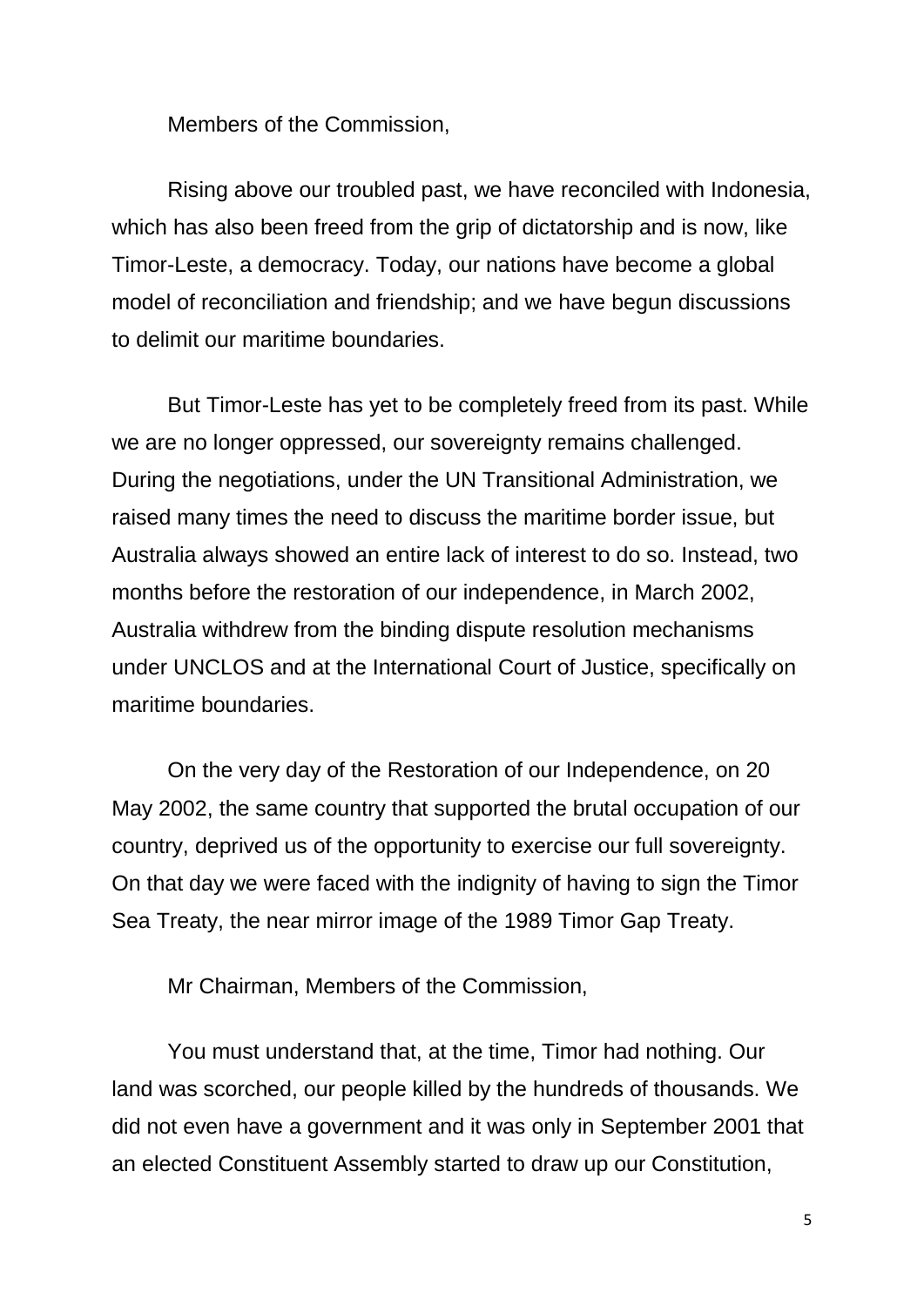Members of the Commission,

Rising above our troubled past, we have reconciled with Indonesia, which has also been freed from the grip of dictatorship and is now, like Timor-Leste, a democracy. Today, our nations have become a global model of reconciliation and friendship; and we have begun discussions to delimit our maritime boundaries.

But Timor-Leste has yet to be completely freed from its past. While we are no longer oppressed, our sovereignty remains challenged. During the negotiations, under the UN Transitional Administration, we raised many times the need to discuss the maritime border issue, but Australia always showed an entire lack of interest to do so. Instead, two months before the restoration of our independence, in March 2002, Australia withdrew from the binding dispute resolution mechanisms under UNCLOS and at the International Court of Justice, specifically on maritime boundaries.

On the very day of the Restoration of our Independence, on 20 May 2002, the same country that supported the brutal occupation of our country, deprived us of the opportunity to exercise our full sovereignty. On that day we were faced with the indignity of having to sign the Timor Sea Treaty, the near mirror image of the 1989 Timor Gap Treaty.

Mr Chairman, Members of the Commission,

You must understand that, at the time, Timor had nothing. Our land was scorched, our people killed by the hundreds of thousands. We did not even have a government and it was only in September 2001 that an elected Constituent Assembly started to draw up our Constitution,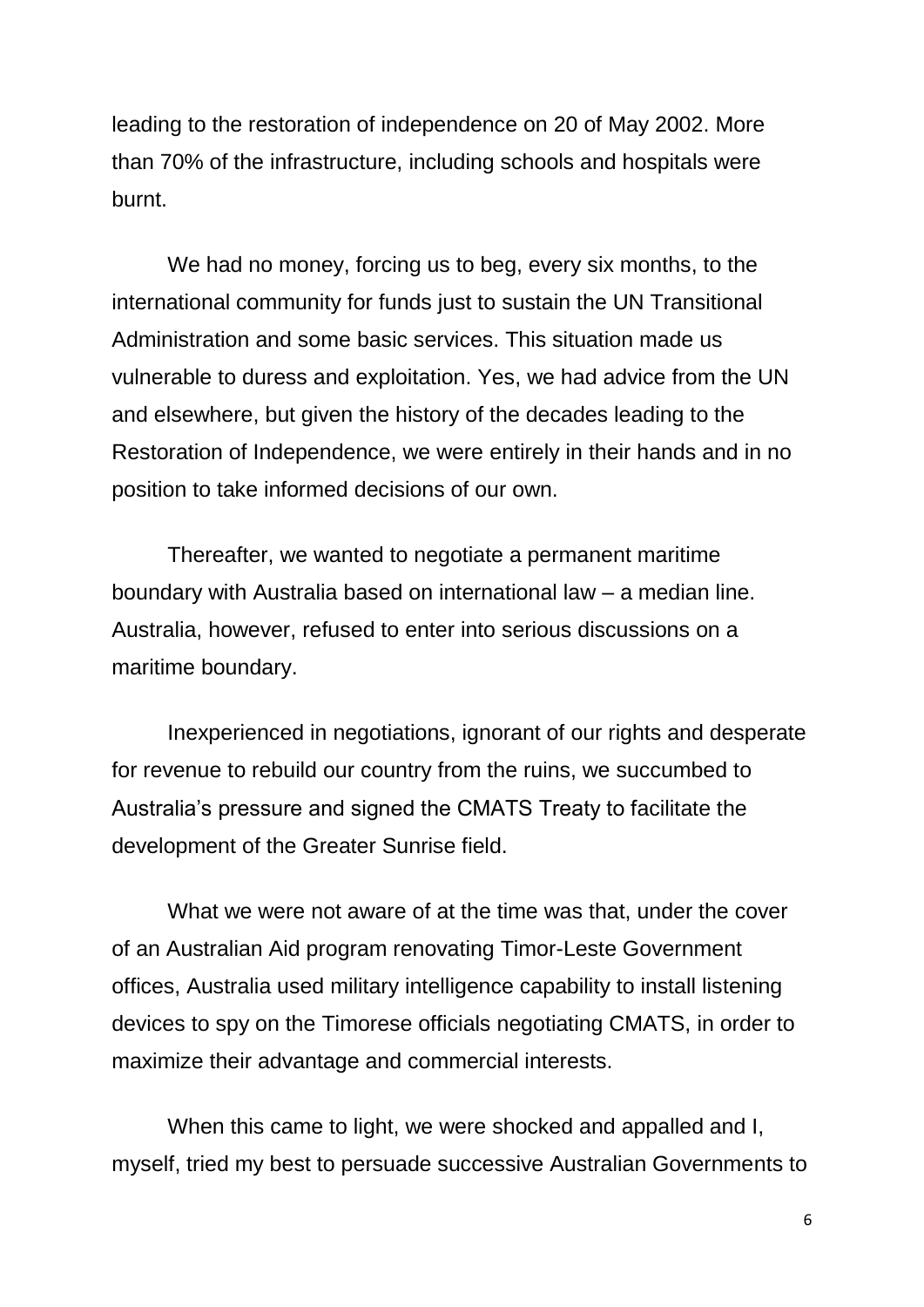leading to the restoration of independence on 20 of May 2002. More than 70% of the infrastructure, including schools and hospitals were burnt.

We had no money, forcing us to beg, every six months, to the international community for funds just to sustain the UN Transitional Administration and some basic services. This situation made us vulnerable to duress and exploitation. Yes, we had advice from the UN and elsewhere, but given the history of the decades leading to the Restoration of Independence, we were entirely in their hands and in no position to take informed decisions of our own.

Thereafter, we wanted to negotiate a permanent maritime boundary with Australia based on international law – a median line. Australia, however, refused to enter into serious discussions on a maritime boundary.

Inexperienced in negotiations, ignorant of our rights and desperate for revenue to rebuild our country from the ruins, we succumbed to Australia's pressure and signed the CMATS Treaty to facilitate the development of the Greater Sunrise field.

What we were not aware of at the time was that, under the cover of an Australian Aid program renovating Timor-Leste Government offices, Australia used military intelligence capability to install listening devices to spy on the Timorese officials negotiating CMATS, in order to maximize their advantage and commercial interests.

When this came to light, we were shocked and appalled and I, myself, tried my best to persuade successive Australian Governments to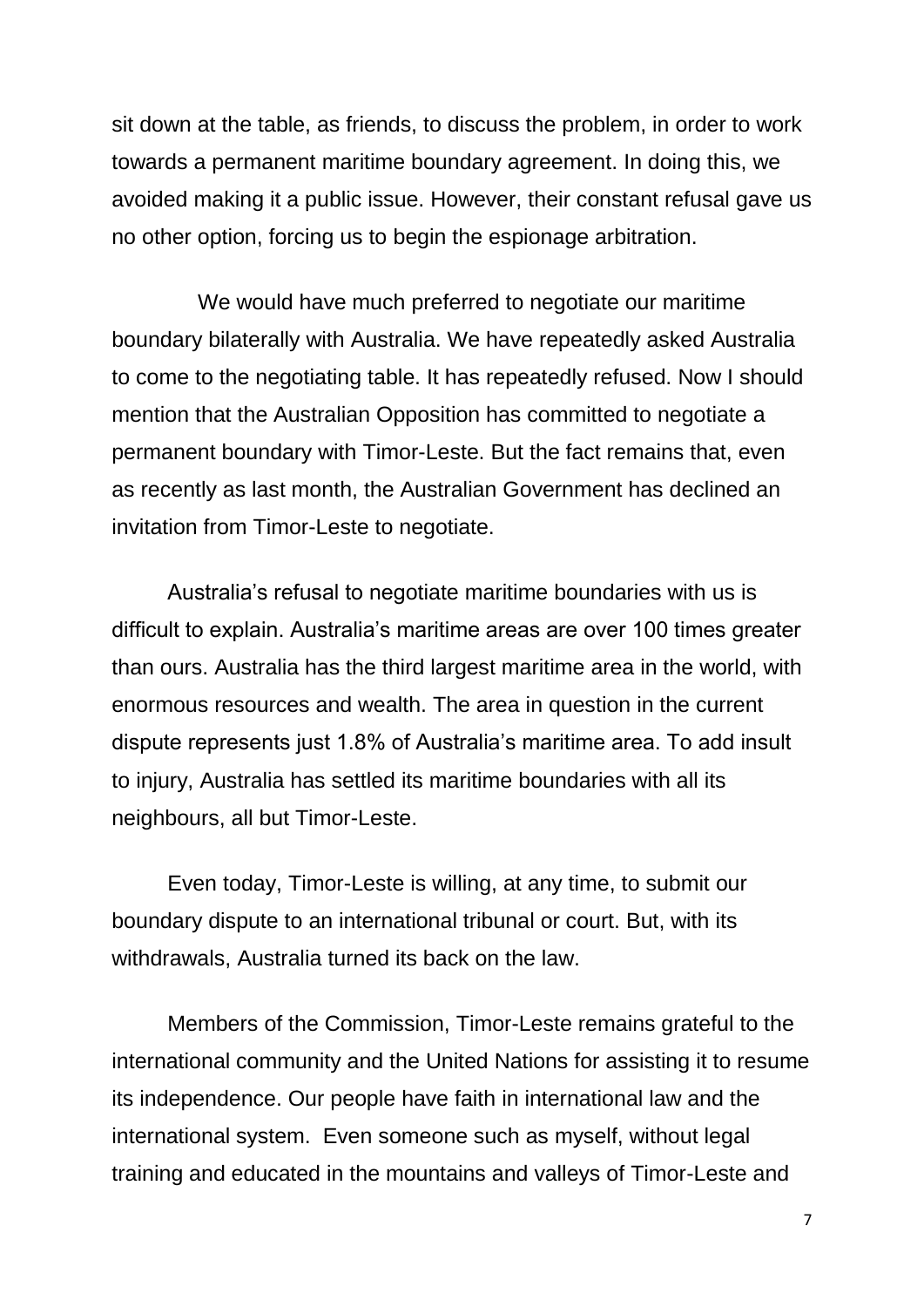sit down at the table, as friends, to discuss the problem, in order to work towards a permanent maritime boundary agreement. In doing this, we avoided making it a public issue. However, their constant refusal gave us no other option, forcing us to begin the espionage arbitration.

We would have much preferred to negotiate our maritime boundary bilaterally with Australia. We have repeatedly asked Australia to come to the negotiating table. It has repeatedly refused. Now I should mention that the Australian Opposition has committed to negotiate a permanent boundary with Timor-Leste. But the fact remains that, even as recently as last month, the Australian Government has declined an invitation from Timor-Leste to negotiate.

Australia's refusal to negotiate maritime boundaries with us is difficult to explain. Australia's maritime areas are over 100 times greater than ours. Australia has the third largest maritime area in the world, with enormous resources and wealth. The area in question in the current dispute represents just 1.8% of Australia's maritime area. To add insult to injury, Australia has settled its maritime boundaries with all its neighbours, all but Timor-Leste.

Even today, Timor-Leste is willing, at any time, to submit our boundary dispute to an international tribunal or court. But, with its withdrawals, Australia turned its back on the law.

Members of the Commission, Timor-Leste remains grateful to the international community and the United Nations for assisting it to resume its independence. Our people have faith in international law and the international system. Even someone such as myself, without legal training and educated in the mountains and valleys of Timor-Leste and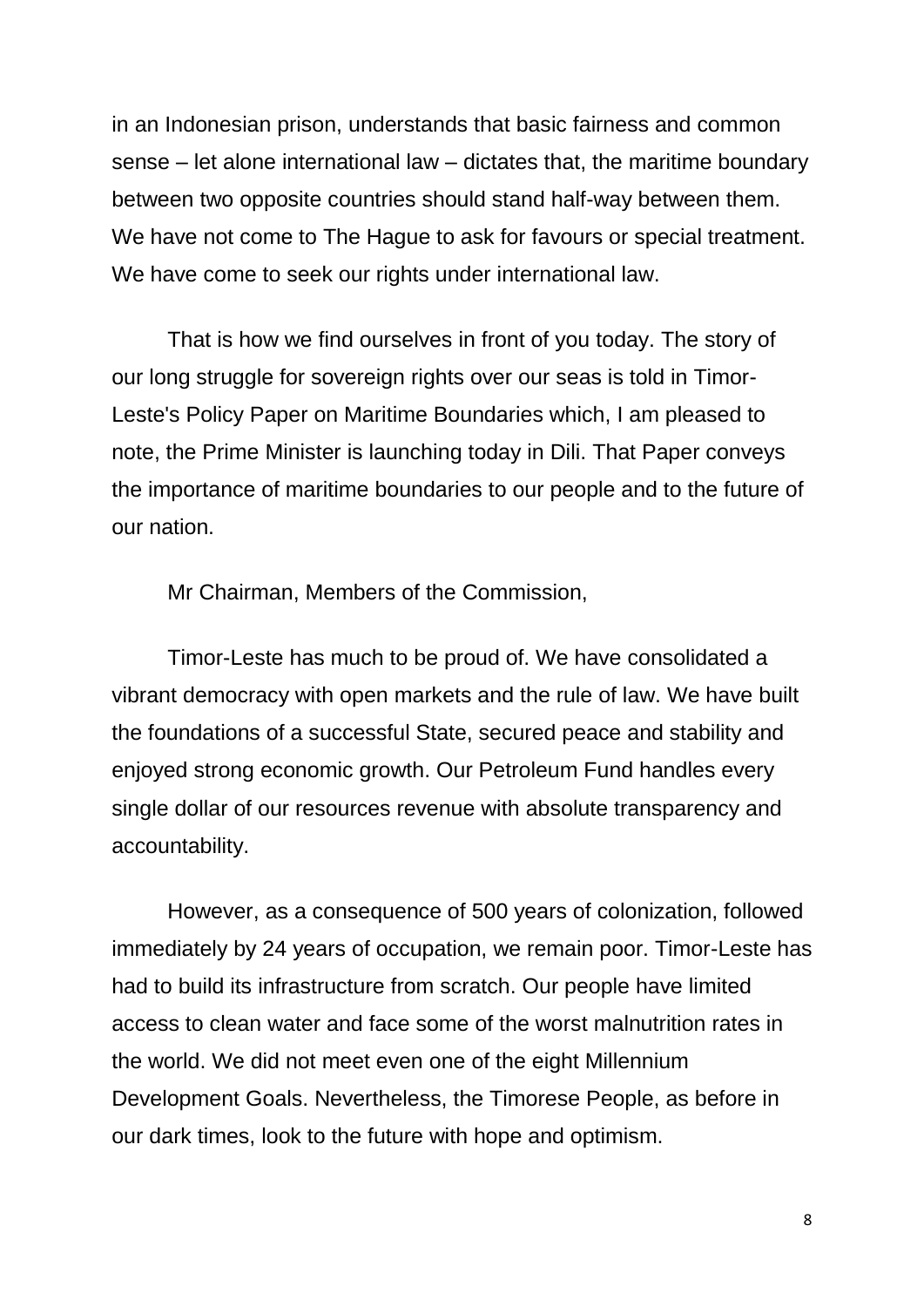in an Indonesian prison, understands that basic fairness and common sense – let alone international law – dictates that, the maritime boundary between two opposite countries should stand half-way between them. We have not come to The Hague to ask for favours or special treatment. We have come to seek our rights under international law.

That is how we find ourselves in front of you today. The story of our long struggle for sovereign rights over our seas is told in Timor-Leste's Policy Paper on Maritime Boundaries which, I am pleased to note, the Prime Minister is launching today in Dili. That Paper conveys the importance of maritime boundaries to our people and to the future of our nation.

Mr Chairman, Members of the Commission,

Timor-Leste has much to be proud of. We have consolidated a vibrant democracy with open markets and the rule of law. We have built the foundations of a successful State, secured peace and stability and enjoyed strong economic growth. Our Petroleum Fund handles every single dollar of our resources revenue with absolute transparency and accountability.

However, as a consequence of 500 years of colonization, followed immediately by 24 years of occupation, we remain poor. Timor-Leste has had to build its infrastructure from scratch. Our people have limited access to clean water and face some of the worst malnutrition rates in the world. We did not meet even one of the eight Millennium Development Goals. Nevertheless, the Timorese People, as before in our dark times, look to the future with hope and optimism.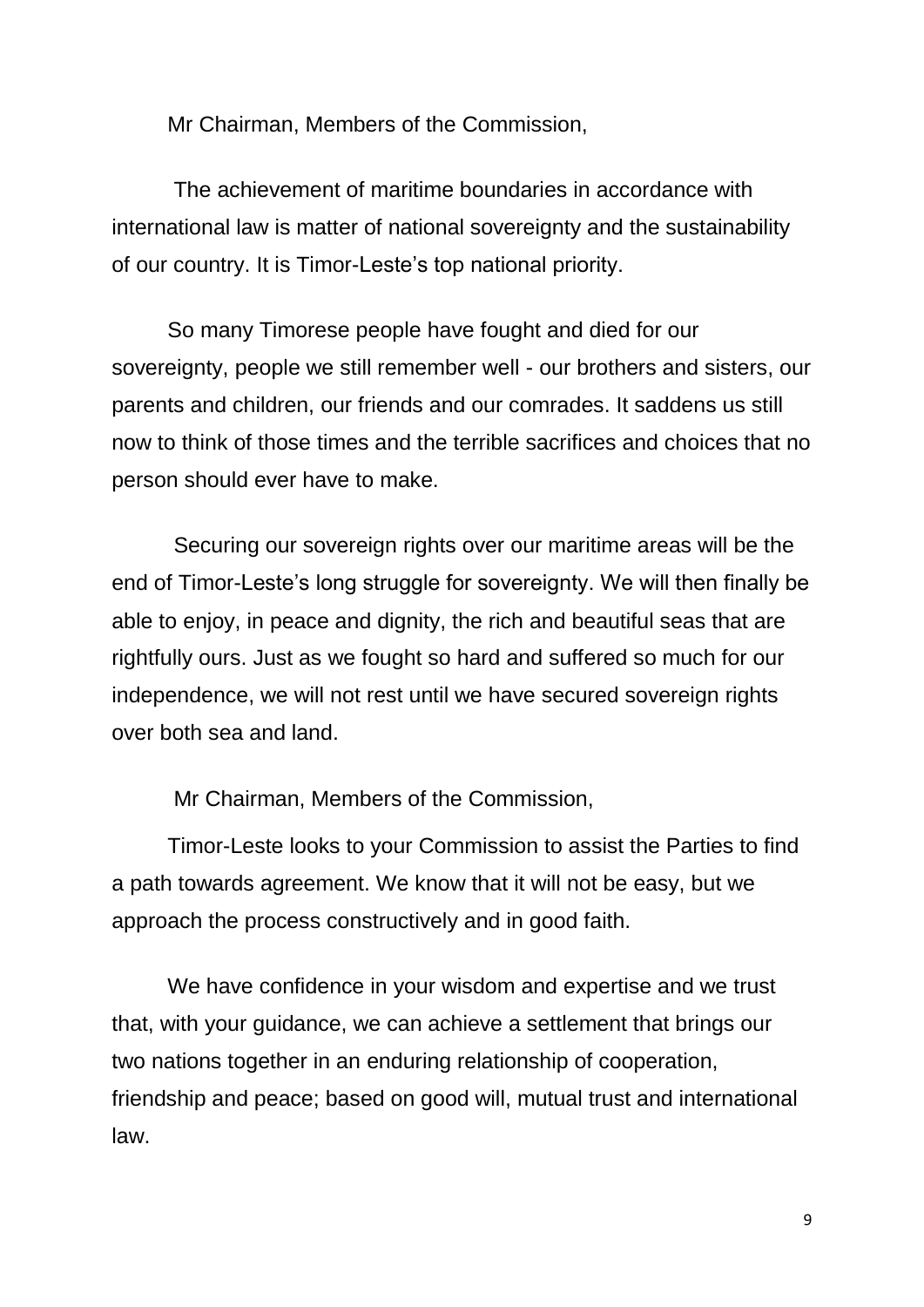Mr Chairman, Members of the Commission,

The achievement of maritime boundaries in accordance with international law is matter of national sovereignty and the sustainability of our country. It is Timor-Leste's top national priority.

So many Timorese people have fought and died for our sovereignty, people we still remember well - our brothers and sisters, our parents and children, our friends and our comrades. It saddens us still now to think of those times and the terrible sacrifices and choices that no person should ever have to make.

Securing our sovereign rights over our maritime areas will be the end of Timor-Leste's long struggle for sovereignty. We will then finally be able to enjoy, in peace and dignity, the rich and beautiful seas that are rightfully ours. Just as we fought so hard and suffered so much for our independence, we will not rest until we have secured sovereign rights over both sea and land.

Mr Chairman, Members of the Commission,

Timor-Leste looks to your Commission to assist the Parties to find a path towards agreement. We know that it will not be easy, but we approach the process constructively and in good faith.

We have confidence in your wisdom and expertise and we trust that, with your guidance, we can achieve a settlement that brings our two nations together in an enduring relationship of cooperation, friendship and peace; based on good will, mutual trust and international law.